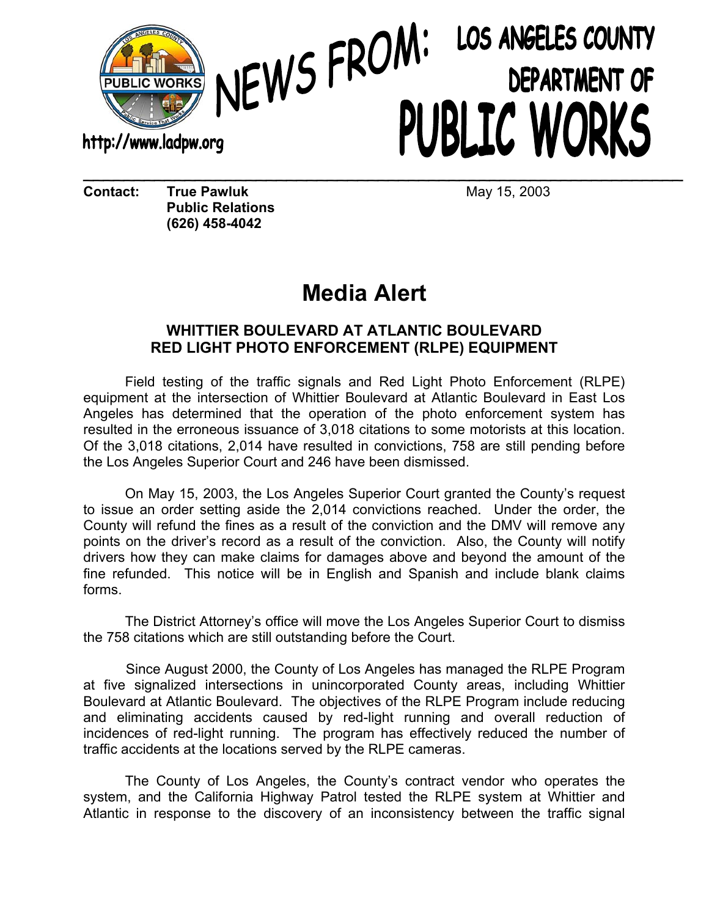NEWS FROM: LOS ANGELES COUNTY DEPARTMENT OF PUBLIC WORKS

http://www.ladpw.org

**Contact:** **True Pawluk**
**Public Relations**
**(626) 458-4042**

May 15, 2003

# Media Alert

## WHITTIER BOULEVARD AT ATLANTIC BOULEVARD RED LIGHT PHOTO ENFORCEMENT (RLPE) EQUIPMENT

Field testing of the traffic signals and Red Light Photo Enforcement (RLPE) equipment at the intersection of Whittier Boulevard at Atlantic Boulevard in East Los Angeles has determined that the operation of the photo enforcement system has resulted in the erroneous issuance of 3,018 citations to some motorists at this location. Of the 3,018 citations, 2,014 have resulted in convictions, 758 are still pending before the Los Angeles Superior Court and 246 have been dismissed.

On May 15, 2003, the Los Angeles Superior Court granted the County's request to issue an order setting aside the 2,014 convictions reached. Under the order, the County will refund the fines as a result of the conviction and the DMV will remove any points on the driver's record as a result of the conviction. Also, the County will notify drivers how they can make claims for damages above and beyond the amount of the fine refunded. This notice will be in English and Spanish and include blank claims forms.

The District Attorney's office will move the Los Angeles Superior Court to dismiss the 758 citations which are still outstanding before the Court.

Since August 2000, the County of Los Angeles has managed the RLPE Program at five signalized intersections in unincorporated County areas, including Whittier Boulevard at Atlantic Boulevard. The objectives of the RLPE Program include reducing and eliminating accidents caused by red-light running and overall reduction of incidences of red-light running. The program has effectively reduced the number of traffic accidents at the locations served by the RLPE cameras.

The County of Los Angeles, the County's contract vendor who operates the system, and the California Highway Patrol tested the RLPE system at Whittier and Atlantic in response to the discovery of an inconsistency between the traffic signal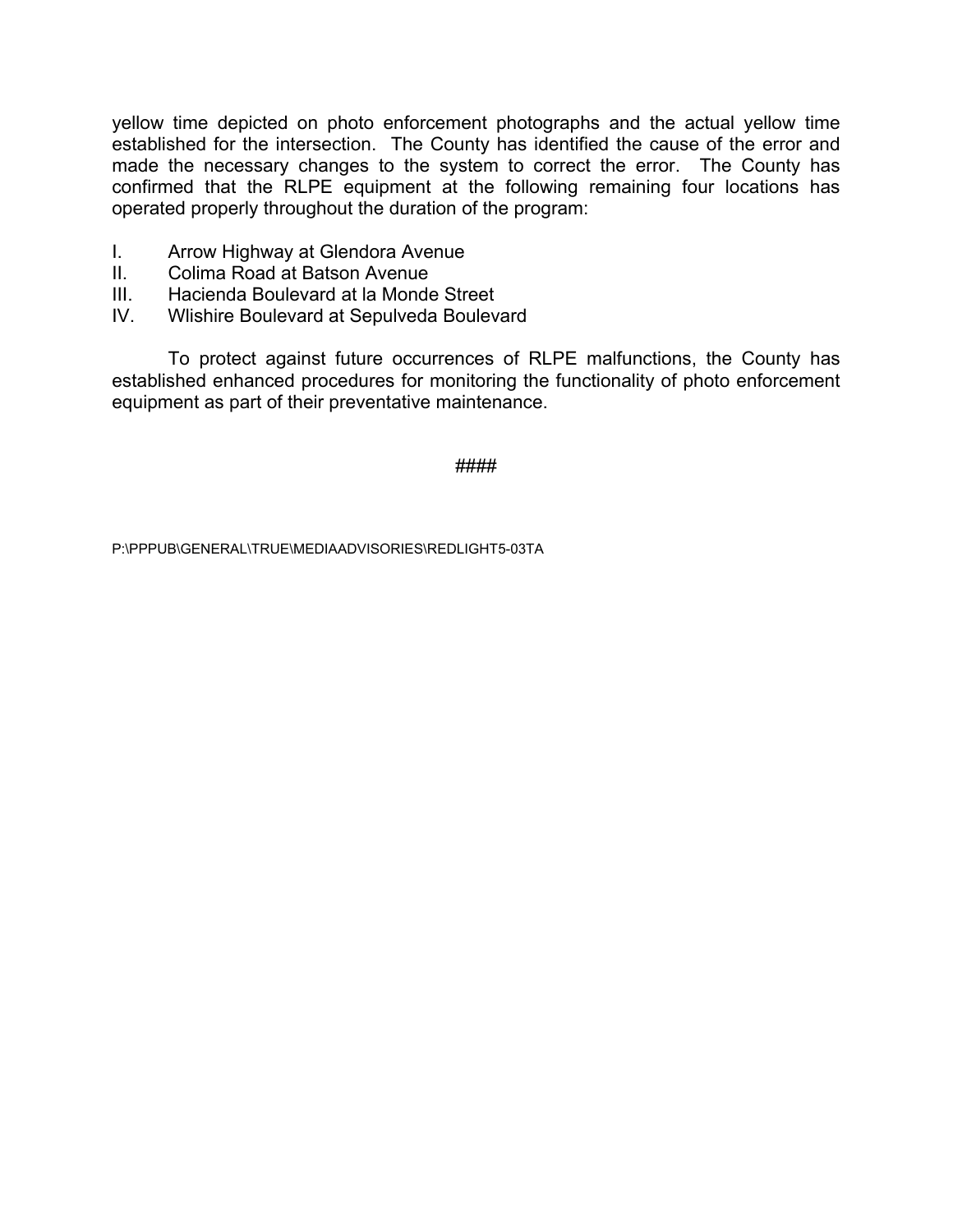yellow time depicted on photo enforcement photographs and the actual yellow time established for the intersection. The County has identified the cause of the error and made the necessary changes to the system to correct the error. The County has confirmed that the RLPE equipment at the following remaining four locations has operated properly throughout the duration of the program:

I. Arrow Highway at Glendora Avenue
II. Colima Road at Batson Avenue
III. Hacienda Boulevard at la Monde Street
IV. Wlishire Boulevard at Sepulveda Boulevard

To protect against future occurrences of RLPE malfunctions, the County has established enhanced procedures for monitoring the functionality of photo enforcement equipment as part of their preventative maintenance.

####

P:\PPPUB\GENERAL\TRUE\MEDIAADVISORIES\REDLIGHT5-03TA